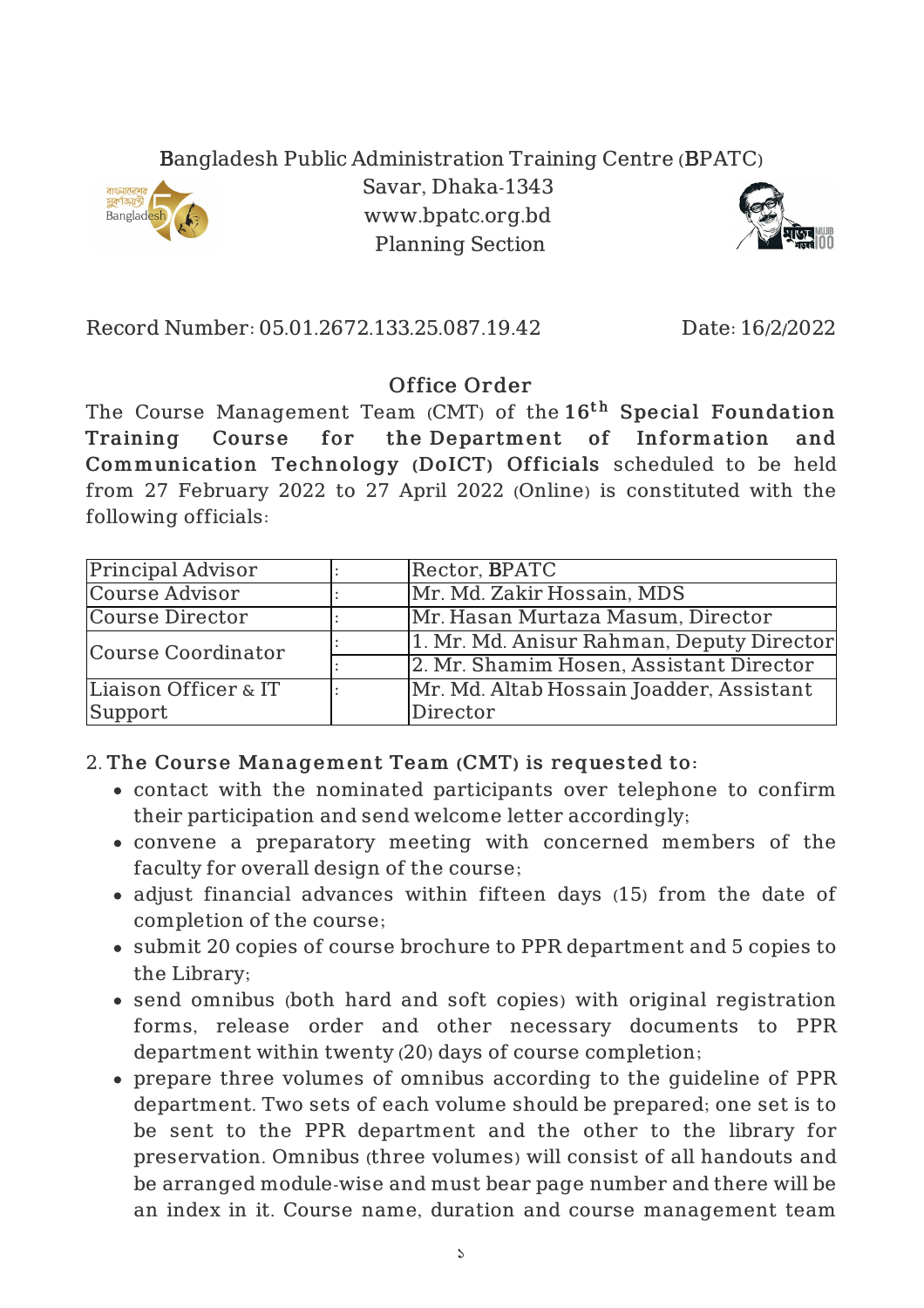Bangladesh Public Administration Training Centre (BPATC)
Savar, Dhaka-1343
www.bpatc.org.bd
Planning Section

Record Number: 05.01.2672.133.25.087.19.42 Date: 16/2/2022

## Office Order

The Course Management Team (CMT) of the **16th Special Foundation Training Course for the Department of Information and Communication Technology (DoICT) Officials** scheduled to be held from 27 February 2022 to 27 April 2022 (Online) is constituted with the following officials:

| | | |
|---|---|---|
| Principal Advisor | : | Rector, BPATC |
| Course Advisor | : | Mr. Md. Zakir Hossain, MDS |
| Course Director | : | Mr. Hasan Murtaza Masum, Director |
| Course Coordinator | : | 1. Mr. Md. Anisur Rahman, Deputy Director |
| | : | 2. Mr. Shamim Hosen, Assistant Director |
| Liaison Officer & IT Support | : | Mr. Md. Altab Hossain Joadder, Assistant Director |

2. **The Course Management Team (CMT) is requested to:**

- contact with the nominated participants over telephone to confirm their participation and send welcome letter accordingly;
- convene a preparatory meeting with concerned members of the faculty for overall design of the course;
- adjust financial advances within fifteen days (15) from the date of completion of the course;
- submit 20 copies of course brochure to PPR department and 5 copies to the Library;
- send omnibus (both hard and soft copies) with original registration forms, release order and other necessary documents to PPR department within twenty (20) days of course completion;
- prepare three volumes of omnibus according to the guideline of PPR department. Two sets of each volume should be prepared; one set is to be sent to the PPR department and the other to the library for preservation. Omnibus (three volumes) will consist of all handouts and be arranged module-wise and must bear page number and there will be an index in it. Course name, duration and course management team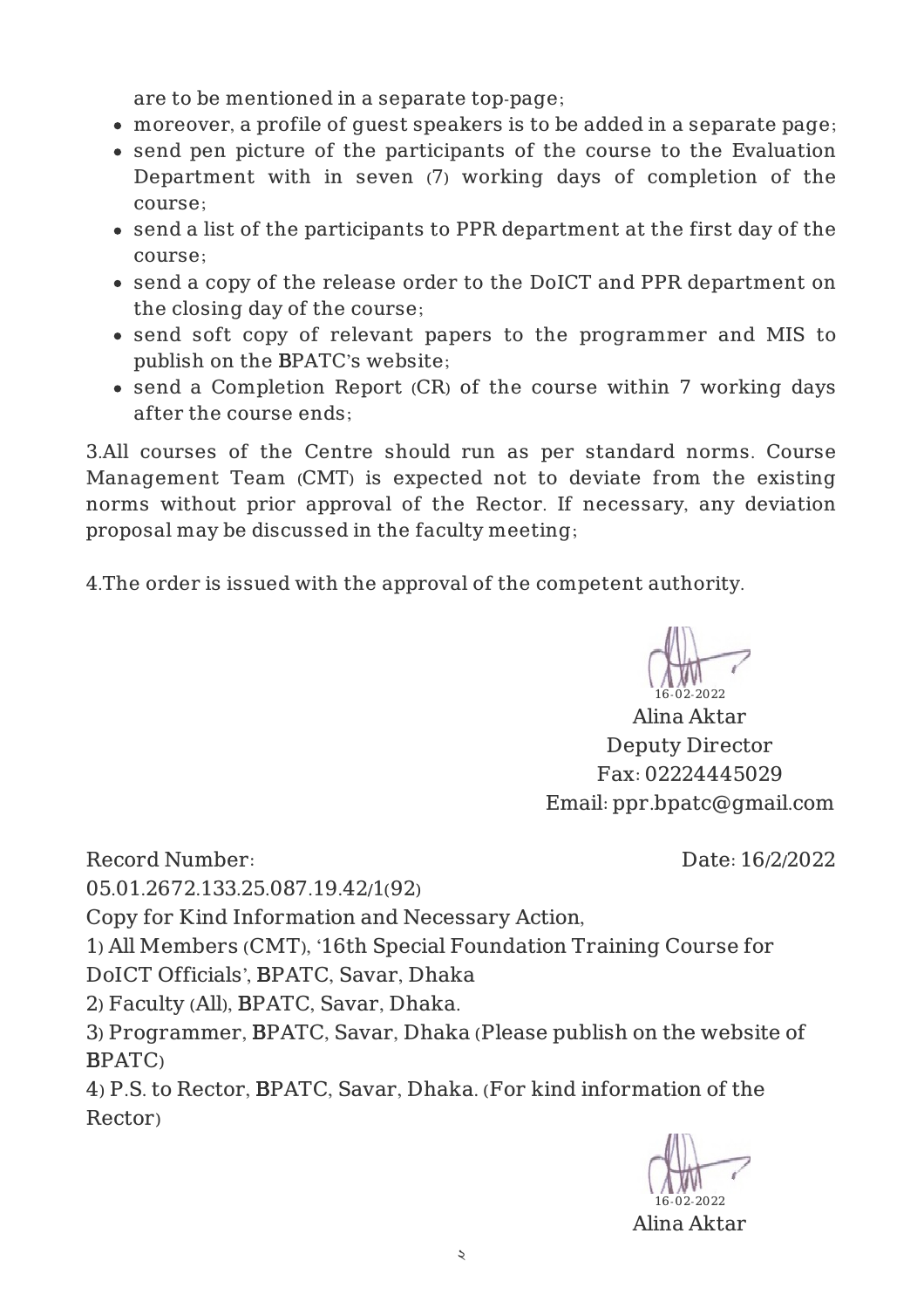are to be mentioned in a separate top-page;

- moreover, a profile of guest speakers is to be added in a separate page;
- send pen picture of the participants of the course to the Evaluation Department with in seven (7) working days of completion of the course;
- send a list of the participants to PPR department at the first day of the course;
- send a copy of the release order to the DoICT and PPR department on the closing day of the course;
- send soft copy of relevant papers to the programmer and MIS to publish on the BPATC's website;
- send a Completion Report (CR) of the course within 7 working days after the course ends;

3.All courses of the Centre should run as per standard norms. Course Management Team (CMT) is expected not to deviate from the existing norms without prior approval of the Rector. If necessary, any deviation proposal may be discussed in the faculty meeting;

4.The order is issued with the approval of the competent authority.

16-02-2022
Alina Aktar
Deputy Director
Fax: 02224445029
Email: ppr.bpatc@gmail.com

Record Number: 05.01.2672.133.25.087.19.42/1(92)

Date: 16/2/2022

Copy for Kind Information and Necessary Action,

1) All Members (CMT), '16th Special Foundation Training Course for DoICT Officials', BPATC, Savar, Dhaka
2) Faculty (All), BPATC, Savar, Dhaka.
3) Programmer, BPATC, Savar, Dhaka (Please publish on the website of BPATC)
4) P.S. to Rector, BPATC, Savar, Dhaka. (For kind information of the Rector)

16-02-2022
Alina Aktar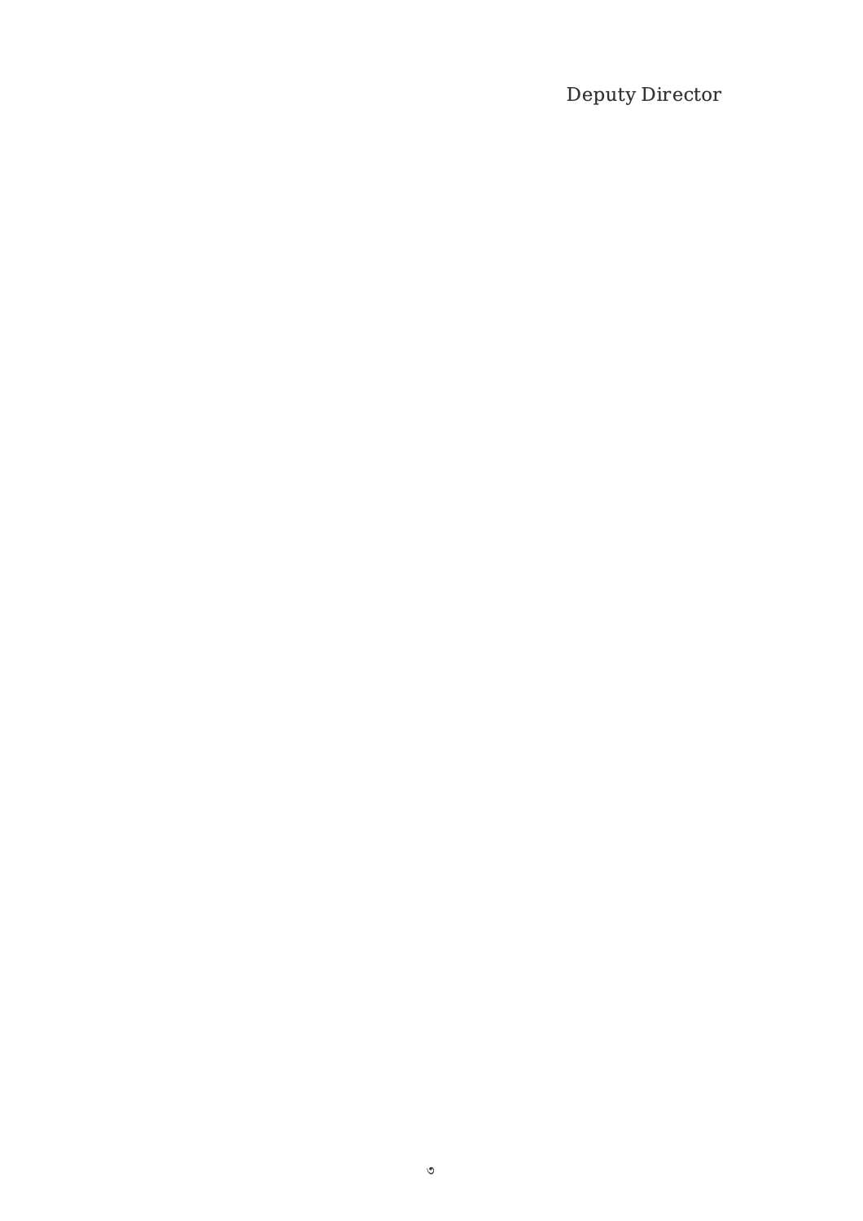Deputy Director